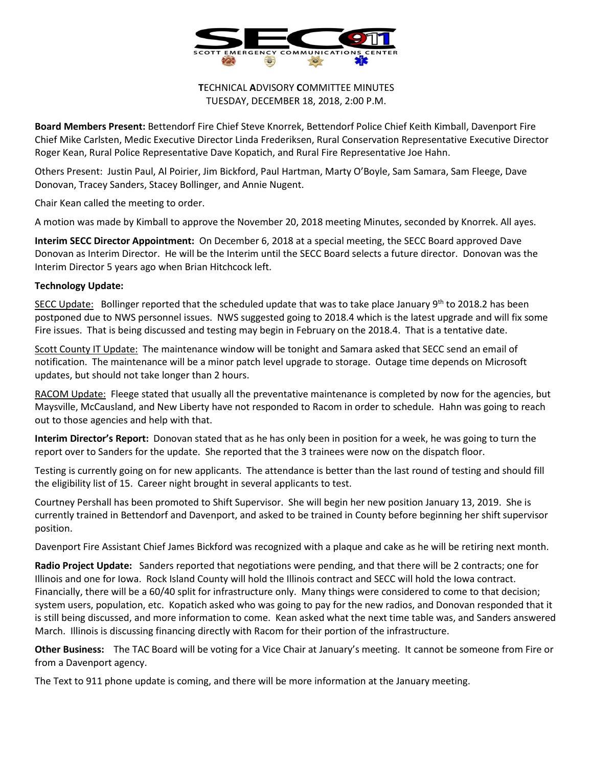# TECHNICAL ADVISORY COMMITTEE MINUTES

TUESDAY, DECEMBER 18, 2018, 2:00 P.M.

**Board Members Present:** Bettendorf Fire Chief Steve Knorrek, Bettendorf Police Chief Keith Kimball, Davenport Fire Chief Mike Carlsten, Medic Executive Director Linda Frederiksen, Rural Conservation Representative Executive Director Roger Kean, Rural Police Representative Dave Kopatich, and Rural Fire Representative Joe Hahn.

Others Present: Justin Paul, Al Poirier, Jim Bickford, Paul Hartman, Marty O'Boyle, Sam Samara, Sam Fleege, Dave Donovan, Tracey Sanders, Stacey Bollinger, and Annie Nugent.

Chair Kean called the meeting to order.

A motion was made by Kimball to approve the November 20, 2018 meeting Minutes, seconded by Knorrek. All ayes.

**Interim SECC Director Appointment:** On December 6, 2018 at a special meeting, the SECC Board approved Dave Donovan as Interim Director. He will be the Interim until the SECC Board selects a future director. Donovan was the Interim Director 5 years ago when Brian Hitchcock left.

**Technology Update:**

SECC Update: Bollinger reported that the scheduled update that was to take place January 9th to 2018.2 has been postponed due to NWS personnel issues. NWS suggested going to 2018.4 which is the latest upgrade and will fix some Fire issues. That is being discussed and testing may begin in February on the 2018.4. That is a tentative date.

Scott County IT Update: The maintenance window will be tonight and Samara asked that SECC send an email of notification. The maintenance will be a minor patch level upgrade to storage. Outage time depends on Microsoft updates, but should not take longer than 2 hours.

RACOM Update: Fleege stated that usually all the preventative maintenance is completed by now for the agencies, but Maysville, McCausland, and New Liberty have not responded to Racom in order to schedule. Hahn was going to reach out to those agencies and help with that.

**Interim Director's Report:** Donovan stated that as he has only been in position for a week, he was going to turn the report over to Sanders for the update. She reported that the 3 trainees were now on the dispatch floor.

Testing is currently going on for new applicants. The attendance is better than the last round of testing and should fill the eligibility list of 15. Career night brought in several applicants to test.

Courtney Pershall has been promoted to Shift Supervisor. She will begin her new position January 13, 2019. She is currently trained in Bettendorf and Davenport, and asked to be trained in County before beginning her shift supervisor position.

Davenport Fire Assistant Chief James Bickford was recognized with a plaque and cake as he will be retiring next month.

**Radio Project Update:** Sanders reported that negotiations were pending, and that there will be 2 contracts; one for Illinois and one for Iowa. Rock Island County will hold the Illinois contract and SECC will hold the Iowa contract. Financially, there will be a 60/40 split for infrastructure only. Many things were considered to come to that decision; system users, population, etc. Kopatich asked who was going to pay for the new radios, and Donovan responded that it is still being discussed, and more information to come. Kean asked what the next time table was, and Sanders answered March. Illinois is discussing financing directly with Racom for their portion of the infrastructure.

**Other Business:** The TAC Board will be voting for a Vice Chair at January's meeting. It cannot be someone from Fire or from a Davenport agency.

The Text to 911 phone update is coming, and there will be more information at the January meeting.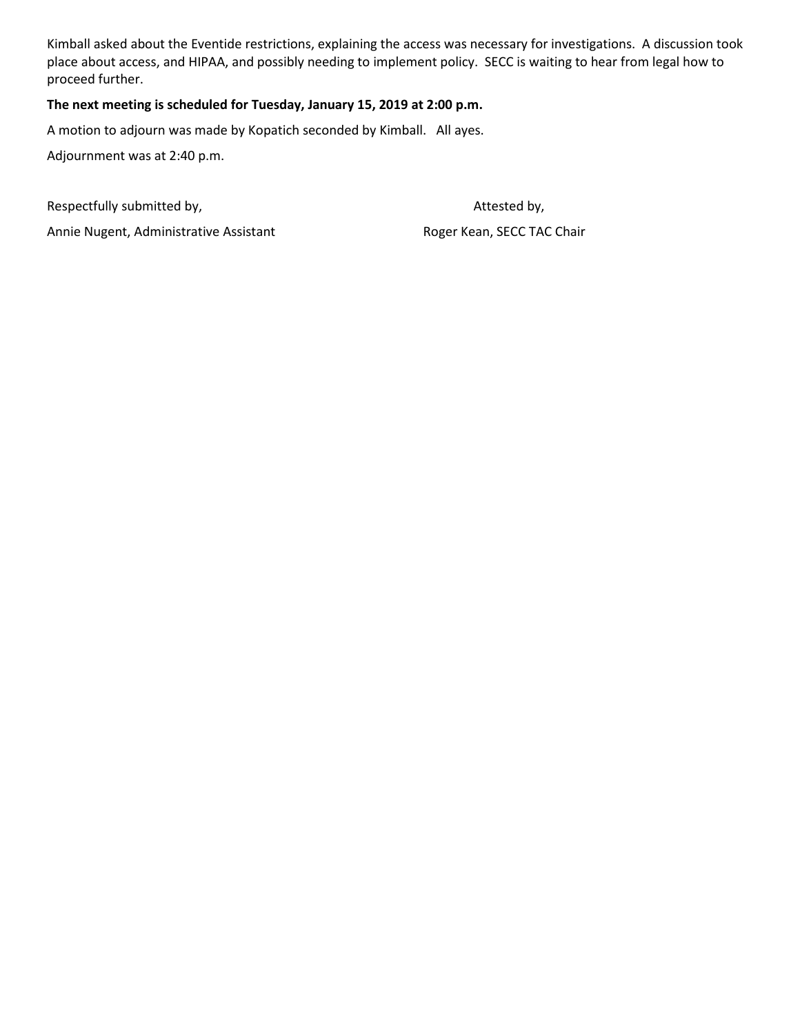Kimball asked about the Eventide restrictions, explaining the access was necessary for investigations. A discussion took place about access, and HIPAA, and possibly needing to implement policy. SECC is waiting to hear from legal how to proceed further.

**The next meeting is scheduled for Tuesday, January 15, 2019 at 2:00 p.m.**

A motion to adjourn was made by Kopatich seconded by Kimball. All ayes.

Adjournment was at 2:40 p.m.

Respectfully submitted by,

Annie Nugent, Administrative Assistant

Attested by,

Roger Kean, SECC TAC Chair